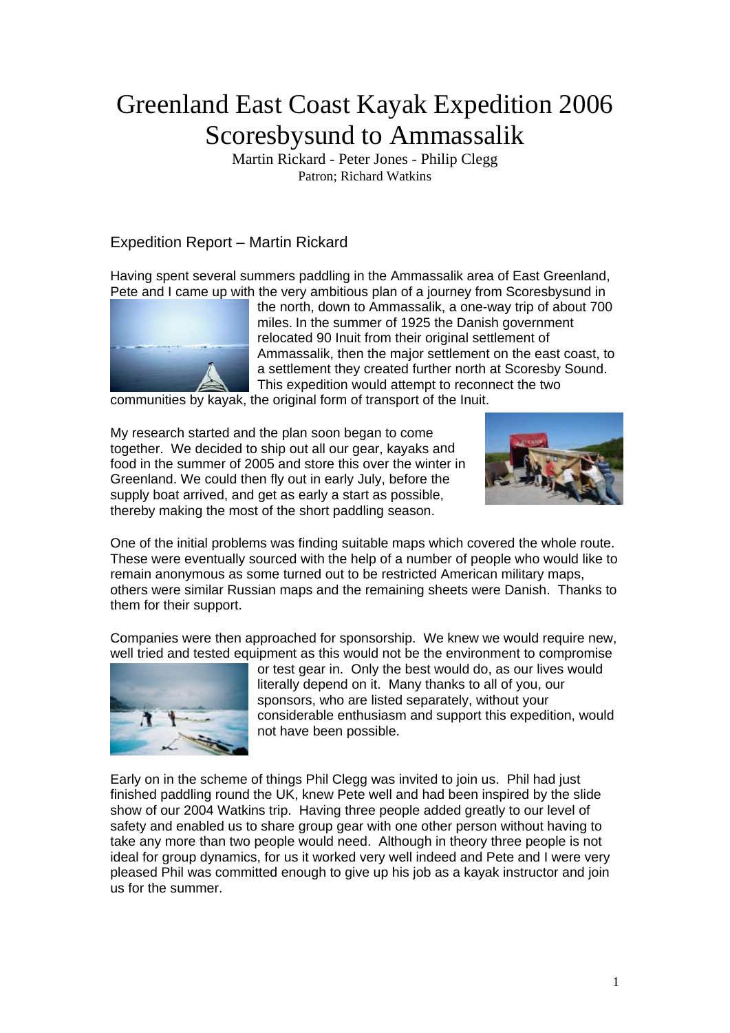# Greenland East Coast Kayak Expedition 2006
# Scoresbysund to Ammassalik

Martin Rickard - Peter Jones - Philip Clegg

Patron; Richard Watkins

## Expedition Report – Martin Rickard

Having spent several summers paddling in the Ammassalik area of East Greenland, Pete and I came up with the very ambitious plan of a journey from Scoresbysund in the north, down to Ammassalik, a one-way trip of about 700 miles. In the summer of 1925 the Danish government relocated 90 Inuit from their original settlement of Ammassalik, then the major settlement on the east coast, to a settlement they created further north at Scoresby Sound. This expedition would attempt to reconnect the two communities by kayak, the original form of transport of the Inuit.

My research started and the plan soon began to come together. We decided to ship out all our gear, kayaks and food in the summer of 2005 and store this over the winter in Greenland. We could then fly out in early July, before the supply boat arrived, and get as early a start as possible, thereby making the most of the short paddling season.

One of the initial problems was finding suitable maps which covered the whole route. These were eventually sourced with the help of a number of people who would like to remain anonymous as some turned out to be restricted American military maps, others were similar Russian maps and the remaining sheets were Danish. Thanks to them for their support.

Companies were then approached for sponsorship. We knew we would require new, well tried and tested equipment as this would not be the environment to compromise or test gear in. Only the best would do, as our lives would literally depend on it. Many thanks to all of you, our sponsors, who are listed separately, without your considerable enthusiasm and support this expedition, would not have been possible.

Early on in the scheme of things Phil Clegg was invited to join us. Phil had just finished paddling round the UK, knew Pete well and had been inspired by the slide show of our 2004 Watkins trip. Having three people added greatly to our level of safety and enabled us to share group gear with one other person without having to take any more than two people would need. Although in theory three people is not ideal for group dynamics, for us it worked very well indeed and Pete and I were very pleased Phil was committed enough to give up his job as a kayak instructor and join us for the summer.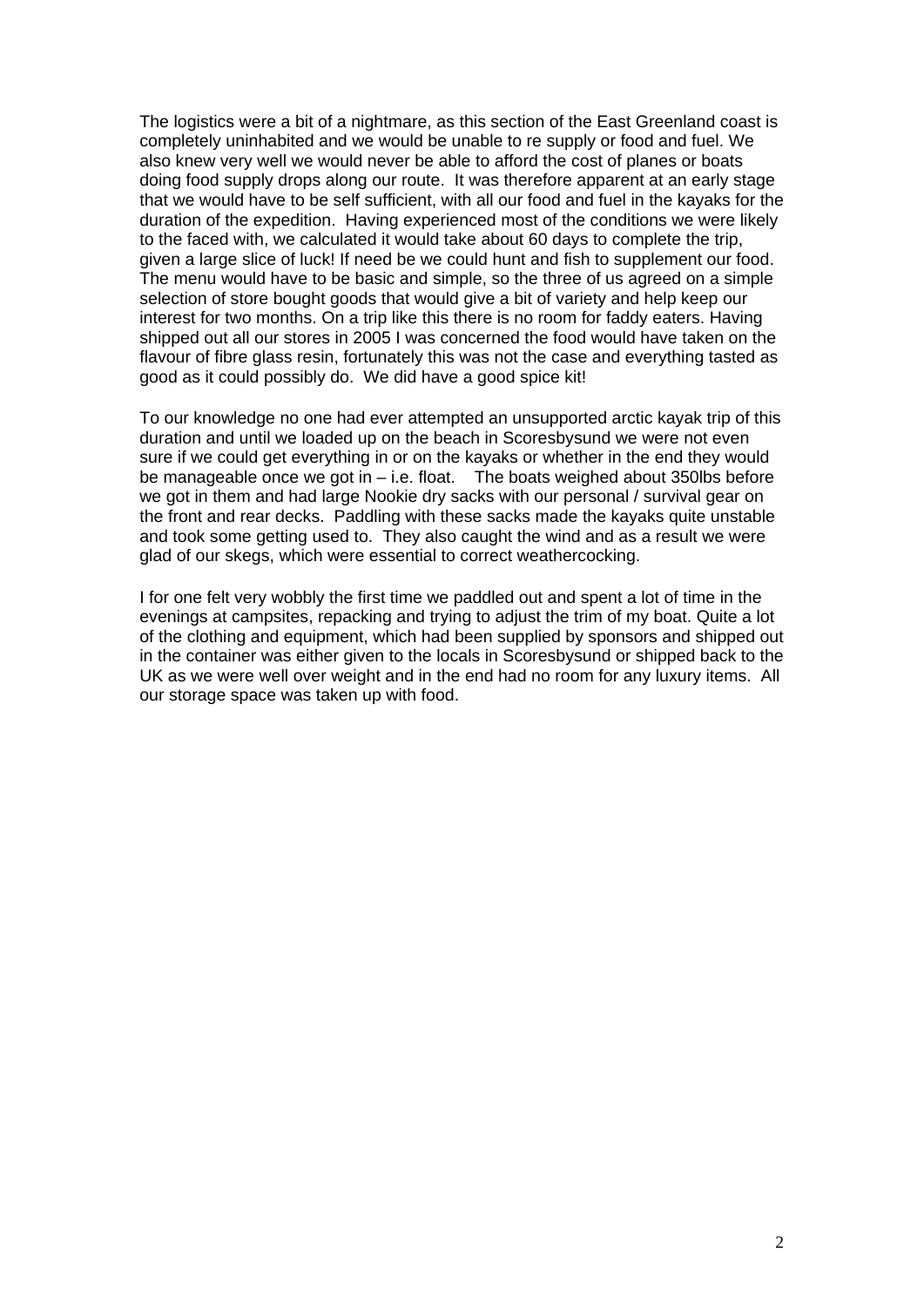The logistics were a bit of a nightmare, as this section of the East Greenland coast is completely uninhabited and we would be unable to re supply or food and fuel. We also knew very well we would never be able to afford the cost of planes or boats doing food supply drops along our route. It was therefore apparent at an early stage that we would have to be self sufficient, with all our food and fuel in the kayaks for the duration of the expedition. Having experienced most of the conditions we were likely to the faced with, we calculated it would take about 60 days to complete the trip, given a large slice of luck! If need be we could hunt and fish to supplement our food. The menu would have to be basic and simple, so the three of us agreed on a simple selection of store bought goods that would give a bit of variety and help keep our interest for two months. On a trip like this there is no room for faddy eaters. Having shipped out all our stores in 2005 I was concerned the food would have taken on the flavour of fibre glass resin, fortunately this was not the case and everything tasted as good as it could possibly do. We did have a good spice kit!

To our knowledge no one had ever attempted an unsupported arctic kayak trip of this duration and until we loaded up on the beach in Scoresbysund we were not even sure if we could get everything in or on the kayaks or whether in the end they would be manageable once we got in – i.e. float. The boats weighed about 350lbs before we got in them and had large Nookie dry sacks with our personal / survival gear on the front and rear decks. Paddling with these sacks made the kayaks quite unstable and took some getting used to. They also caught the wind and as a result we were glad of our skegs, which were essential to correct weathercocking.

I for one felt very wobbly the first time we paddled out and spent a lot of time in the evenings at campsites, repacking and trying to adjust the trim of my boat. Quite a lot of the clothing and equipment, which had been supplied by sponsors and shipped out in the container was either given to the locals in Scoresbysund or shipped back to the UK as we were well over weight and in the end had no room for any luxury items. All our storage space was taken up with food.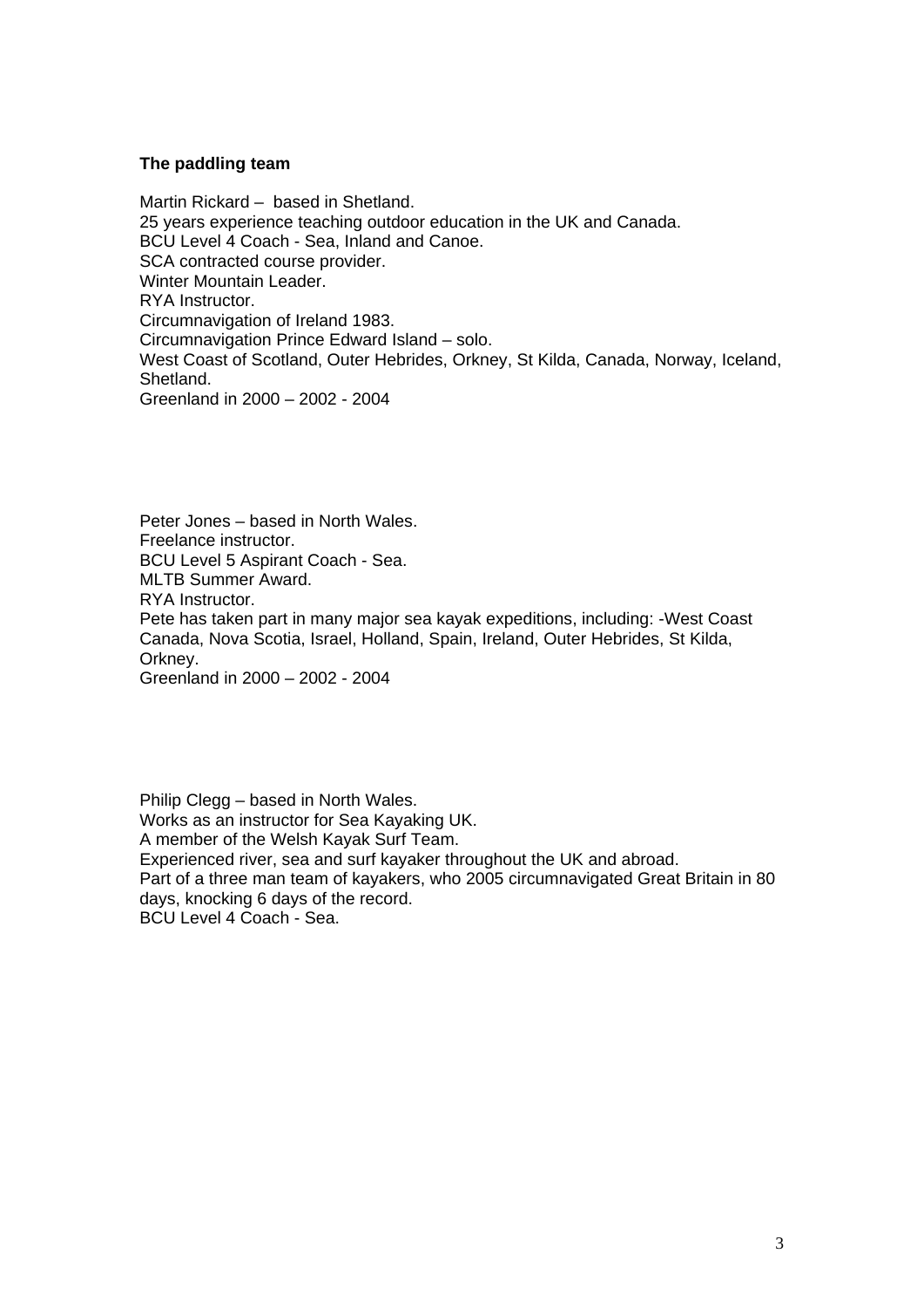**The paddling team**

Martin Rickard – based in Shetland.
25 years experience teaching outdoor education in the UK and Canada.
BCU Level 4 Coach - Sea, Inland and Canoe.
SCA contracted course provider.
Winter Mountain Leader.
RYA Instructor.
Circumnavigation of Ireland 1983.
Circumnavigation Prince Edward Island – solo.
West Coast of Scotland, Outer Hebrides, Orkney, St Kilda, Canada, Norway, Iceland, Shetland.
Greenland in 2000 – 2002 - 2004

Peter Jones – based in North Wales.
Freelance instructor.
BCU Level 5 Aspirant Coach - Sea.
MLTB Summer Award.
RYA Instructor.
Pete has taken part in many major sea kayak expeditions, including: -West Coast Canada, Nova Scotia, Israel, Holland, Spain, Ireland, Outer Hebrides, St Kilda, Orkney.
Greenland in 2000 – 2002 - 2004

Philip Clegg – based in North Wales.
Works as an instructor for Sea Kayaking UK.
A member of the Welsh Kayak Surf Team.
Experienced river, sea and surf kayaker throughout the UK and abroad.
Part of a three man team of kayakers, who 2005 circumnavigated Great Britain in 80 days, knocking 6 days of the record.
BCU Level 4 Coach - Sea.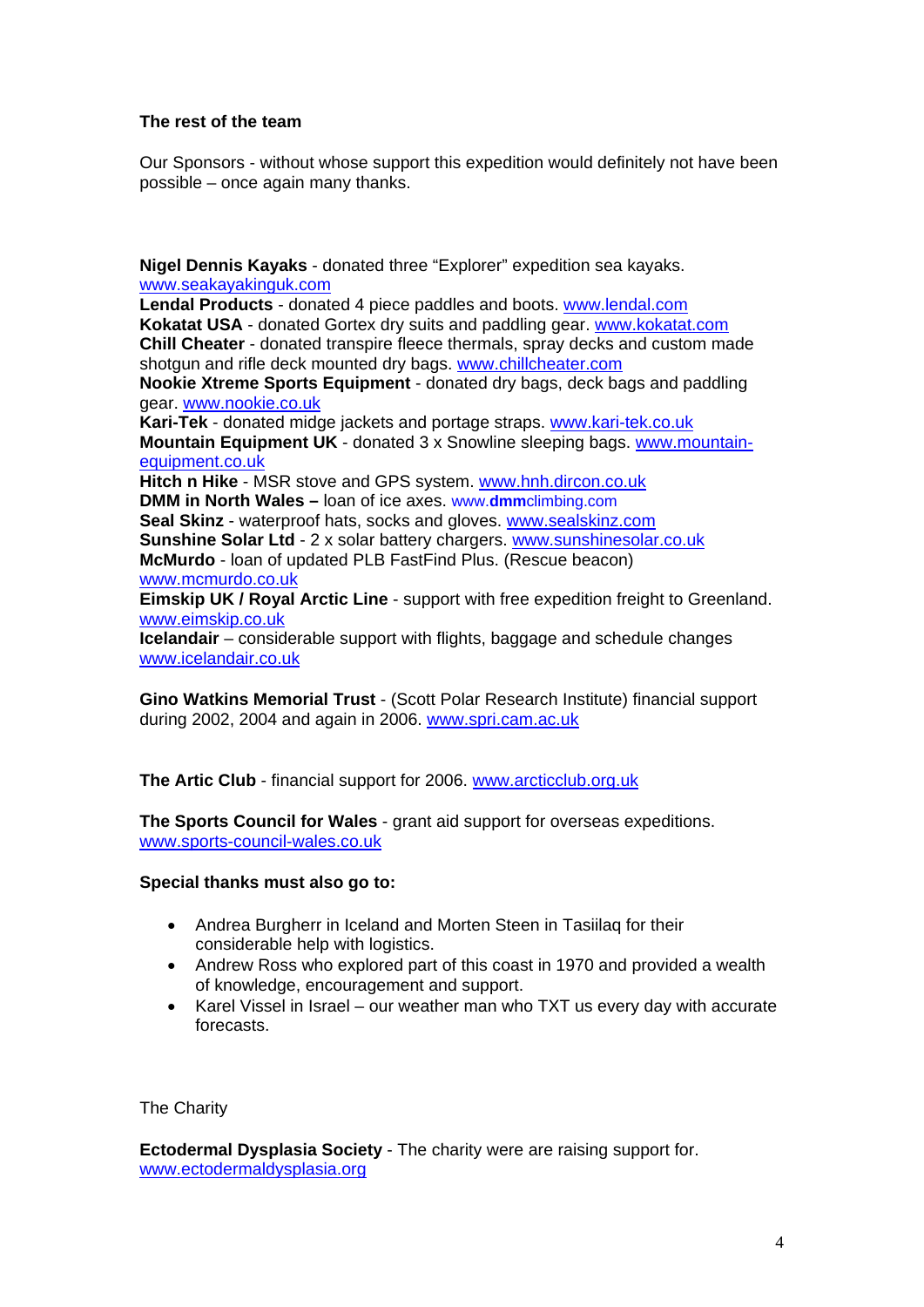**The rest of the team**

Our Sponsors - without whose support this expedition would definitely not have been possible – once again many thanks.

**Nigel Dennis Kayaks** - donated three “Explorer” expedition sea kayaks. www.seakayakinguk.com
**Lendal Products** - donated 4 piece paddles and boots. www.lendal.com
**Kokatat USA** - donated Gortex dry suits and paddling gear. www.kokatat.com
**Chill Cheater** - donated transpire fleece thermals, spray decks and custom made shotgun and rifle deck mounted dry bags. www.chillcheater.com
**Nookie Xtreme Sports Equipment** - donated dry bags, deck bags and paddling gear. www.nookie.co.uk
**Kari-Tek** - donated midge jackets and portage straps. www.kari-tek.co.uk
**Mountain Equipment UK** - donated 3 x Snowline sleeping bags. www.mountain-equipment.co.uk
**Hitch n Hike** - MSR stove and GPS system. www.hnh.dircon.co.uk
**DMM in North Wales –** loan of ice axes. www.**dmm**climbing.com
**Seal Skinz** - waterproof hats, socks and gloves. www.sealskinz.com
**Sunshine Solar Ltd** - 2 x solar battery chargers. www.sunshinesolar.co.uk
**McMurdo** - loan of updated PLB FastFind Plus. (Rescue beacon) www.mcmurdo.co.uk
**Eimskip UK / Royal Arctic Line** - support with free expedition freight to Greenland. www.eimskip.co.uk
**Icelandair** – considerable support with flights, baggage and schedule changes www.icelandair.co.uk

**Gino Watkins Memorial Trust** - (Scott Polar Research Institute) financial support during 2002, 2004 and again in 2006. www.spri.cam.ac.uk

**The Artic Club** - financial support for 2006. www.arcticclub.org.uk

**The Sports Council for Wales** - grant aid support for overseas expeditions. www.sports-council-wales.co.uk

**Special thanks must also go to:**

- Andrea Burgherr in Iceland and Morten Steen in Tasiilaq for their considerable help with logistics.
- Andrew Ross who explored part of this coast in 1970 and provided a wealth of knowledge, encouragement and support.
- Karel Vissel in Israel – our weather man who TXT us every day with accurate forecasts.

The Charity

**Ectodermal Dysplasia Society** - The charity were are raising support for. www.ectodermaldysplasia.org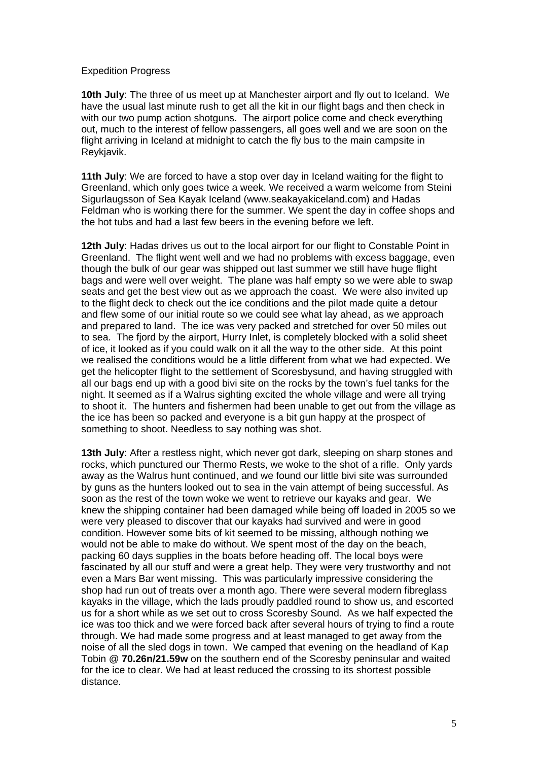Expedition Progress

**10th July**: The three of us meet up at Manchester airport and fly out to Iceland. We have the usual last minute rush to get all the kit in our flight bags and then check in with our two pump action shotguns. The airport police come and check everything out, much to the interest of fellow passengers, all goes well and we are soon on the flight arriving in Iceland at midnight to catch the fly bus to the main campsite in Reykjavik.

**11th July**: We are forced to have a stop over day in Iceland waiting for the flight to Greenland, which only goes twice a week. We received a warm welcome from Steini Sigurlaugsson of Sea Kayak Iceland (www.seakayakiceland.com) and Hadas Feldman who is working there for the summer. We spent the day in coffee shops and the hot tubs and had a last few beers in the evening before we left.

**12th July**: Hadas drives us out to the local airport for our flight to Constable Point in Greenland. The flight went well and we had no problems with excess baggage, even though the bulk of our gear was shipped out last summer we still have huge flight bags and were well over weight. The plane was half empty so we were able to swap seats and get the best view out as we approach the coast. We were also invited up to the flight deck to check out the ice conditions and the pilot made quite a detour and flew some of our initial route so we could see what lay ahead, as we approach and prepared to land. The ice was very packed and stretched for over 50 miles out to sea. The fjord by the airport, Hurry Inlet, is completely blocked with a solid sheet of ice, it looked as if you could walk on it all the way to the other side. At this point we realised the conditions would be a little different from what we had expected. We get the helicopter flight to the settlement of Scoresbysund, and having struggled with all our bags end up with a good bivi site on the rocks by the town's fuel tanks for the night. It seemed as if a Walrus sighting excited the whole village and were all trying to shoot it. The hunters and fishermen had been unable to get out from the village as the ice has been so packed and everyone is a bit gun happy at the prospect of something to shoot. Needless to say nothing was shot.

**13th July**: After a restless night, which never got dark, sleeping on sharp stones and rocks, which punctured our Thermo Rests, we woke to the shot of a rifle. Only yards away as the Walrus hunt continued, and we found our little bivi site was surrounded by guns as the hunters looked out to sea in the vain attempt of being successful. As soon as the rest of the town woke we went to retrieve our kayaks and gear. We knew the shipping container had been damaged while being off loaded in 2005 so we were very pleased to discover that our kayaks had survived and were in good condition. However some bits of kit seemed to be missing, although nothing we would not be able to make do without. We spent most of the day on the beach, packing 60 days supplies in the boats before heading off. The local boys were fascinated by all our stuff and were a great help. They were very trustworthy and not even a Mars Bar went missing. This was particularly impressive considering the shop had run out of treats over a month ago. There were several modern fibreglass kayaks in the village, which the lads proudly paddled round to show us, and escorted us for a short while as we set out to cross Scoresby Sound. As we half expected the ice was too thick and we were forced back after several hours of trying to find a route through. We had made some progress and at least managed to get away from the noise of all the sled dogs in town. We camped that evening on the headland of Kap Tobin @ **70.26n/21.59w** on the southern end of the Scoresby peninsular and waited for the ice to clear. We had at least reduced the crossing to its shortest possible distance.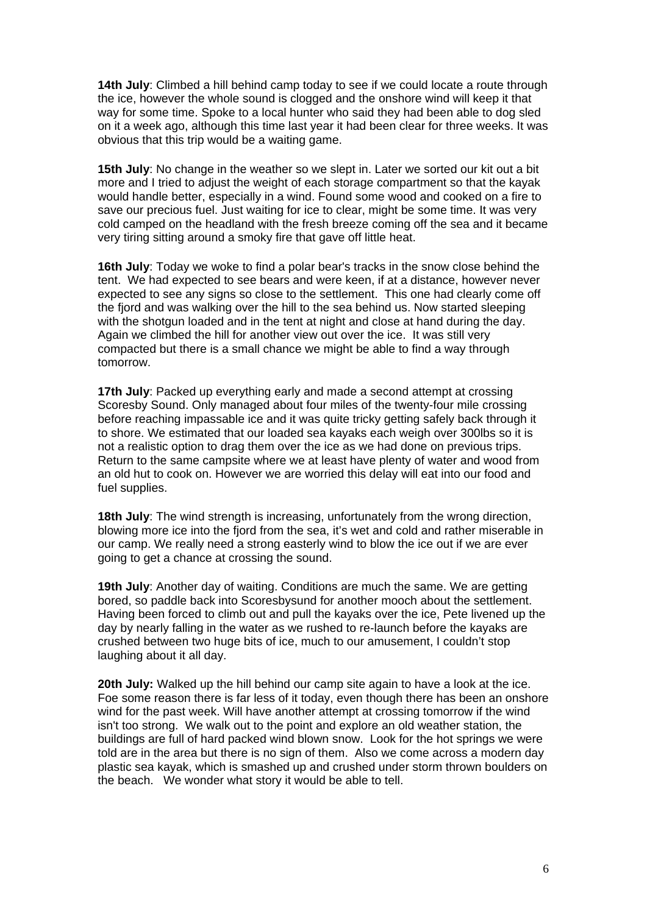**14th July**: Climbed a hill behind camp today to see if we could locate a route through the ice, however the whole sound is clogged and the onshore wind will keep it that way for some time. Spoke to a local hunter who said they had been able to dog sled on it a week ago, although this time last year it had been clear for three weeks. It was obvious that this trip would be a waiting game.

**15th July**: No change in the weather so we slept in. Later we sorted our kit out a bit more and I tried to adjust the weight of each storage compartment so that the kayak would handle better, especially in a wind. Found some wood and cooked on a fire to save our precious fuel. Just waiting for ice to clear, might be some time. It was very cold camped on the headland with the fresh breeze coming off the sea and it became very tiring sitting around a smoky fire that gave off little heat.

**16th July**: Today we woke to find a polar bear's tracks in the snow close behind the tent. We had expected to see bears and were keen, if at a distance, however never expected to see any signs so close to the settlement. This one had clearly come off the fjord and was walking over the hill to the sea behind us. Now started sleeping with the shotgun loaded and in the tent at night and close at hand during the day. Again we climbed the hill for another view out over the ice. It was still very compacted but there is a small chance we might be able to find a way through tomorrow.

**17th July**: Packed up everything early and made a second attempt at crossing Scoresby Sound. Only managed about four miles of the twenty-four mile crossing before reaching impassable ice and it was quite tricky getting safely back through it to shore. We estimated that our loaded sea kayaks each weigh over 300lbs so it is not a realistic option to drag them over the ice as we had done on previous trips. Return to the same campsite where we at least have plenty of water and wood from an old hut to cook on. However we are worried this delay will eat into our food and fuel supplies.

**18th July**: The wind strength is increasing, unfortunately from the wrong direction, blowing more ice into the fjord from the sea, it's wet and cold and rather miserable in our camp. We really need a strong easterly wind to blow the ice out if we are ever going to get a chance at crossing the sound.

**19th July**: Another day of waiting. Conditions are much the same. We are getting bored, so paddle back into Scoresbysund for another mooch about the settlement. Having been forced to climb out and pull the kayaks over the ice, Pete livened up the day by nearly falling in the water as we rushed to re-launch before the kayaks are crushed between two huge bits of ice, much to our amusement, I couldn't stop laughing about it all day.

**20th July:** Walked up the hill behind our camp site again to have a look at the ice. Foe some reason there is far less of it today, even though there has been an onshore wind for the past week. Will have another attempt at crossing tomorrow if the wind isn't too strong. We walk out to the point and explore an old weather station, the buildings are full of hard packed wind blown snow. Look for the hot springs we were told are in the area but there is no sign of them. Also we come across a modern day plastic sea kayak, which is smashed up and crushed under storm thrown boulders on the beach. We wonder what story it would be able to tell.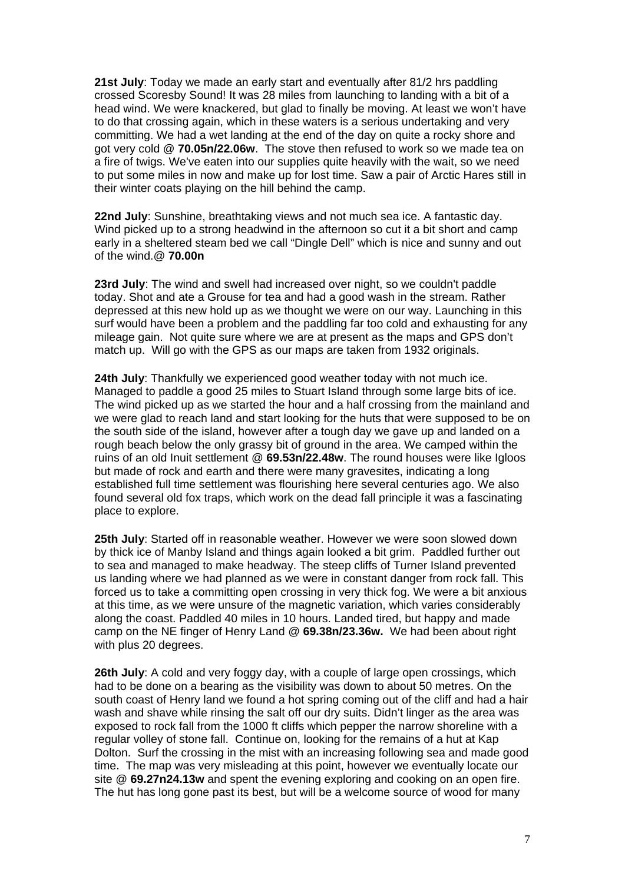**21st July**: Today we made an early start and eventually after 81/2 hrs paddling crossed Scoresby Sound! It was 28 miles from launching to landing with a bit of a head wind. We were knackered, but glad to finally be moving. At least we won't have to do that crossing again, which in these waters is a serious undertaking and very committing. We had a wet landing at the end of the day on quite a rocky shore and got very cold @ **70.05n/22.06w**. The stove then refused to work so we made tea on a fire of twigs. We've eaten into our supplies quite heavily with the wait, so we need to put some miles in now and make up for lost time. Saw a pair of Arctic Hares still in their winter coats playing on the hill behind the camp.

**22nd July**: Sunshine, breathtaking views and not much sea ice. A fantastic day. Wind picked up to a strong headwind in the afternoon so cut it a bit short and camp early in a sheltered steam bed we call "Dingle Dell" which is nice and sunny and out of the wind.@ **70.00n**

**23rd July**: The wind and swell had increased over night, so we couldn't paddle today. Shot and ate a Grouse for tea and had a good wash in the stream. Rather depressed at this new hold up as we thought we were on our way. Launching in this surf would have been a problem and the paddling far too cold and exhausting for any mileage gain. Not quite sure where we are at present as the maps and GPS don't match up. Will go with the GPS as our maps are taken from 1932 originals.

**24th July**: Thankfully we experienced good weather today with not much ice. Managed to paddle a good 25 miles to Stuart Island through some large bits of ice. The wind picked up as we started the hour and a half crossing from the mainland and we were glad to reach land and start looking for the huts that were supposed to be on the south side of the island, however after a tough day we gave up and landed on a rough beach below the only grassy bit of ground in the area. We camped within the ruins of an old Inuit settlement @ **69.53n/22.48w**. The round houses were like Igloos but made of rock and earth and there were many gravesites, indicating a long established full time settlement was flourishing here several centuries ago. We also found several old fox traps, which work on the dead fall principle it was a fascinating place to explore.

**25th July**: Started off in reasonable weather. However we were soon slowed down by thick ice of Manby Island and things again looked a bit grim. Paddled further out to sea and managed to make headway. The steep cliffs of Turner Island prevented us landing where we had planned as we were in constant danger from rock fall. This forced us to take a committing open crossing in very thick fog. We were a bit anxious at this time, as we were unsure of the magnetic variation, which varies considerably along the coast. Paddled 40 miles in 10 hours. Landed tired, but happy and made camp on the NE finger of Henry Land @ **69.38n/23.36w.** We had been about right with plus 20 degrees.

**26th July**: A cold and very foggy day, with a couple of large open crossings, which had to be done on a bearing as the visibility was down to about 50 metres. On the south coast of Henry land we found a hot spring coming out of the cliff and had a hair wash and shave while rinsing the salt off our dry suits. Didn't linger as the area was exposed to rock fall from the 1000 ft cliffs which pepper the narrow shoreline with a regular volley of stone fall. Continue on, looking for the remains of a hut at Kap Dolton. Surf the crossing in the mist with an increasing following sea and made good time. The map was very misleading at this point, however we eventually locate our site @ **69.27n24.13w** and spent the evening exploring and cooking on an open fire. The hut has long gone past its best, but will be a welcome source of wood for many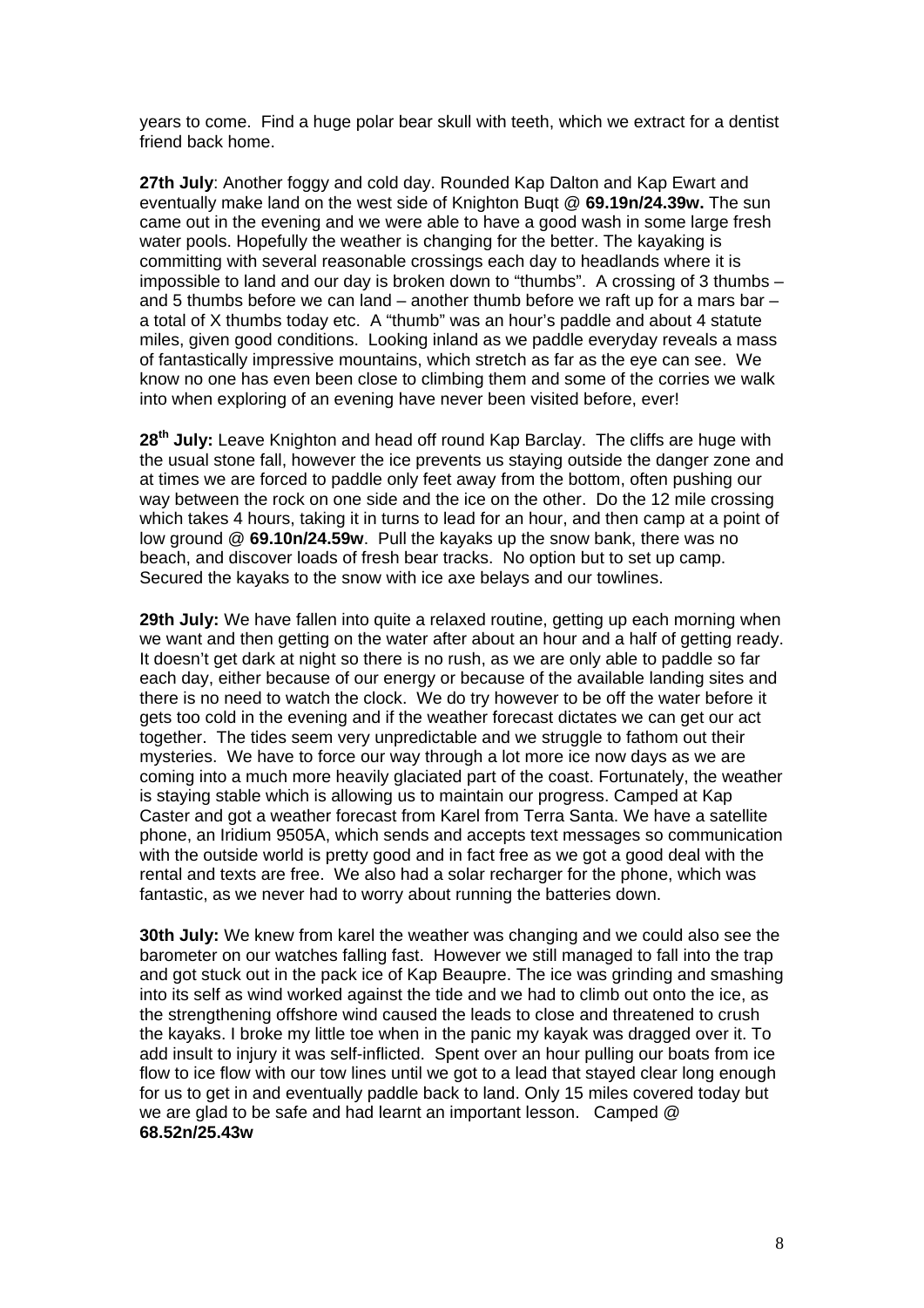years to come. Find a huge polar bear skull with teeth, which we extract for a dentist friend back home.

**27th July**: Another foggy and cold day. Rounded Kap Dalton and Kap Ewart and eventually make land on the west side of Knighton Buqt @ **69.19n/24.39w.** The sun came out in the evening and we were able to have a good wash in some large fresh water pools. Hopefully the weather is changing for the better. The kayaking is committing with several reasonable crossings each day to headlands where it is impossible to land and our day is broken down to "thumbs". A crossing of 3 thumbs – and 5 thumbs before we can land – another thumb before we raft up for a mars bar – a total of X thumbs today etc. A "thumb" was an hour's paddle and about 4 statute miles, given good conditions. Looking inland as we paddle everyday reveals a mass of fantastically impressive mountains, which stretch as far as the eye can see. We know no one has even been close to climbing them and some of the corries we walk into when exploring of an evening have never been visited before, ever!

**28th July:** Leave Knighton and head off round Kap Barclay. The cliffs are huge with the usual stone fall, however the ice prevents us staying outside the danger zone and at times we are forced to paddle only feet away from the bottom, often pushing our way between the rock on one side and the ice on the other. Do the 12 mile crossing which takes 4 hours, taking it in turns to lead for an hour, and then camp at a point of low ground @ **69.10n/24.59w**. Pull the kayaks up the snow bank, there was no beach, and discover loads of fresh bear tracks. No option but to set up camp. Secured the kayaks to the snow with ice axe belays and our towlines.

**29th July:** We have fallen into quite a relaxed routine, getting up each morning when we want and then getting on the water after about an hour and a half of getting ready. It doesn't get dark at night so there is no rush, as we are only able to paddle so far each day, either because of our energy or because of the available landing sites and there is no need to watch the clock. We do try however to be off the water before it gets too cold in the evening and if the weather forecast dictates we can get our act together. The tides seem very unpredictable and we struggle to fathom out their mysteries. We have to force our way through a lot more ice now days as we are coming into a much more heavily glaciated part of the coast. Fortunately, the weather is staying stable which is allowing us to maintain our progress. Camped at Kap Caster and got a weather forecast from Karel from Terra Santa. We have a satellite phone, an Iridium 9505A, which sends and accepts text messages so communication with the outside world is pretty good and in fact free as we got a good deal with the rental and texts are free. We also had a solar recharger for the phone, which was fantastic, as we never had to worry about running the batteries down.

**30th July:** We knew from karel the weather was changing and we could also see the barometer on our watches falling fast. However we still managed to fall into the trap and got stuck out in the pack ice of Kap Beaupre. The ice was grinding and smashing into its self as wind worked against the tide and we had to climb out onto the ice, as the strengthening offshore wind caused the leads to close and threatened to crush the kayaks. I broke my little toe when in the panic my kayak was dragged over it. To add insult to injury it was self-inflicted. Spent over an hour pulling our boats from ice flow to ice flow with our tow lines until we got to a lead that stayed clear long enough for us to get in and eventually paddle back to land. Only 15 miles covered today but we are glad to be safe and had learnt an important lesson. Camped @ **68.52n/25.43w**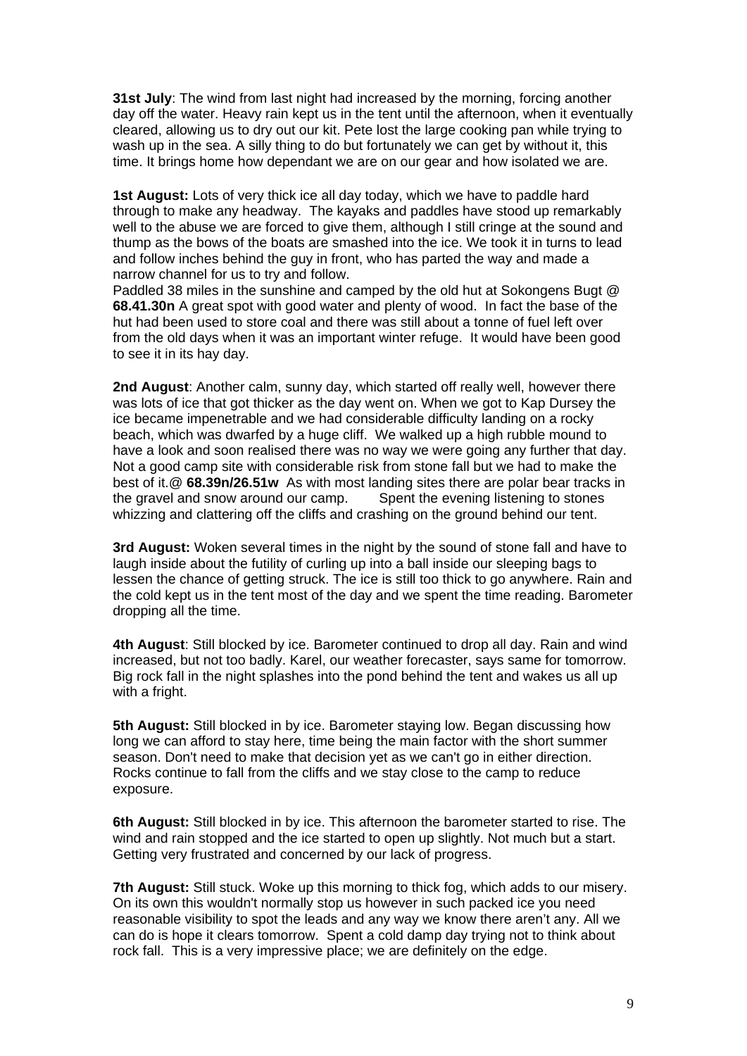**31st July**: The wind from last night had increased by the morning, forcing another day off the water. Heavy rain kept us in the tent until the afternoon, when it eventually cleared, allowing us to dry out our kit. Pete lost the large cooking pan while trying to wash up in the sea. A silly thing to do but fortunately we can get by without it, this time. It brings home how dependant we are on our gear and how isolated we are.

**1st August:** Lots of very thick ice all day today, which we have to paddle hard through to make any headway. The kayaks and paddles have stood up remarkably well to the abuse we are forced to give them, although I still cringe at the sound and thump as the bows of the boats are smashed into the ice. We took it in turns to lead and follow inches behind the guy in front, who has parted the way and made a narrow channel for us to try and follow.
Paddled 38 miles in the sunshine and camped by the old hut at Sokongens Bugt @ **68.41.30n** A great spot with good water and plenty of wood. In fact the base of the hut had been used to store coal and there was still about a tonne of fuel left over from the old days when it was an important winter refuge. It would have been good to see it in its hay day.

**2nd August**: Another calm, sunny day, which started off really well, however there was lots of ice that got thicker as the day went on. When we got to Kap Dursey the ice became impenetrable and we had considerable difficulty landing on a rocky beach, which was dwarfed by a huge cliff. We walked up a high rubble mound to have a look and soon realised there was no way we were going any further that day. Not a good camp site with considerable risk from stone fall but we had to make the best of it.@ **68.39n/26.51w** As with most landing sites there are polar bear tracks in the gravel and snow around our camp. Spent the evening listening to stones whizzing and clattering off the cliffs and crashing on the ground behind our tent.

**3rd August:** Woken several times in the night by the sound of stone fall and have to laugh inside about the futility of curling up into a ball inside our sleeping bags to lessen the chance of getting struck. The ice is still too thick to go anywhere. Rain and the cold kept us in the tent most of the day and we spent the time reading. Barometer dropping all the time.

**4th August**: Still blocked by ice. Barometer continued to drop all day. Rain and wind increased, but not too badly. Karel, our weather forecaster, says same for tomorrow. Big rock fall in the night splashes into the pond behind the tent and wakes us all up with a fright.

**5th August:** Still blocked in by ice. Barometer staying low. Began discussing how long we can afford to stay here, time being the main factor with the short summer season. Don't need to make that decision yet as we can't go in either direction. Rocks continue to fall from the cliffs and we stay close to the camp to reduce exposure.

**6th August:** Still blocked in by ice. This afternoon the barometer started to rise. The wind and rain stopped and the ice started to open up slightly. Not much but a start. Getting very frustrated and concerned by our lack of progress.

**7th August:** Still stuck. Woke up this morning to thick fog, which adds to our misery. On its own this wouldn't normally stop us however in such packed ice you need reasonable visibility to spot the leads and any way we know there aren't any. All we can do is hope it clears tomorrow. Spent a cold damp day trying not to think about rock fall. This is a very impressive place; we are definitely on the edge.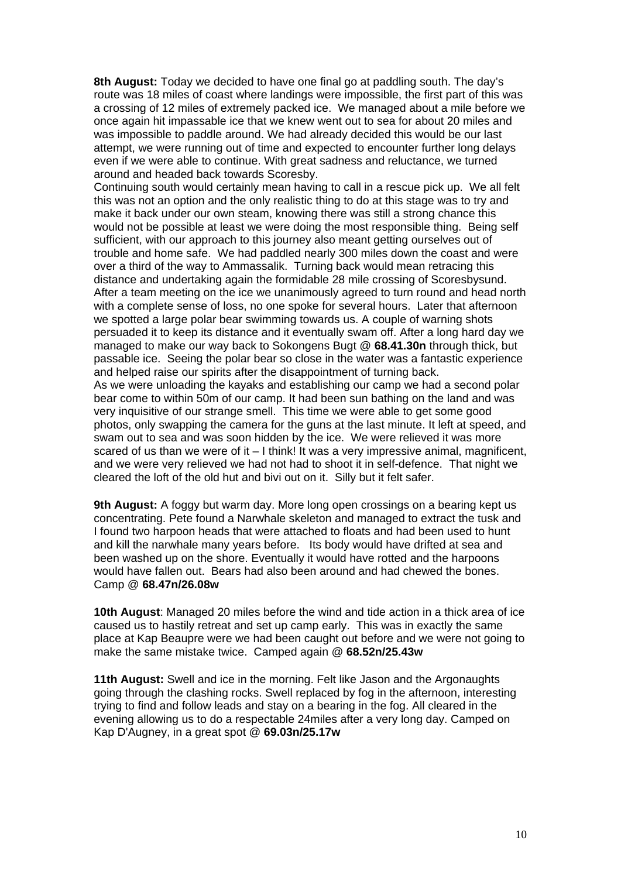**8th August:** Today we decided to have one final go at paddling south. The day's route was 18 miles of coast where landings were impossible, the first part of this was a crossing of 12 miles of extremely packed ice. We managed about a mile before we once again hit impassable ice that we knew went out to sea for about 20 miles and was impossible to paddle around. We had already decided this would be our last attempt, we were running out of time and expected to encounter further long delays even if we were able to continue. With great sadness and reluctance, we turned around and headed back towards Scoresby.

Continuing south would certainly mean having to call in a rescue pick up. We all felt this was not an option and the only realistic thing to do at this stage was to try and make it back under our own steam, knowing there was still a strong chance this would not be possible at least we were doing the most responsible thing. Being self sufficient, with our approach to this journey also meant getting ourselves out of trouble and home safe. We had paddled nearly 300 miles down the coast and were over a third of the way to Ammassalik. Turning back would mean retracing this distance and undertaking again the formidable 28 mile crossing of Scoresbysund. After a team meeting on the ice we unanimously agreed to turn round and head north with a complete sense of loss, no one spoke for several hours. Later that afternoon we spotted a large polar bear swimming towards us. A couple of warning shots persuaded it to keep its distance and it eventually swam off. After a long hard day we managed to make our way back to Sokongens Bugt @ **68.41.30n** through thick, but passable ice. Seeing the polar bear so close in the water was a fantastic experience and helped raise our spirits after the disappointment of turning back.

As we were unloading the kayaks and establishing our camp we had a second polar bear come to within 50m of our camp. It had been sun bathing on the land and was very inquisitive of our strange smell. This time we were able to get some good photos, only swapping the camera for the guns at the last minute. It left at speed, and swam out to sea and was soon hidden by the ice. We were relieved it was more scared of us than we were of it – I think! It was a very impressive animal, magnificent, and we were very relieved we had not had to shoot it in self-defence. That night we cleared the loft of the old hut and bivi out on it. Silly but it felt safer.

**9th August:** A foggy but warm day. More long open crossings on a bearing kept us concentrating. Pete found a Narwhale skeleton and managed to extract the tusk and I found two harpoon heads that were attached to floats and had been used to hunt and kill the narwhale many years before. Its body would have drifted at sea and been washed up on the shore. Eventually it would have rotted and the harpoons would have fallen out. Bears had also been around and had chewed the bones. Camp @ **68.47n/26.08w**

**10th August**: Managed 20 miles before the wind and tide action in a thick area of ice caused us to hastily retreat and set up camp early. This was in exactly the same place at Kap Beaupre were we had been caught out before and we were not going to make the same mistake twice. Camped again @ **68.52n/25.43w**

**11th August:** Swell and ice in the morning. Felt like Jason and the Argonaughts going through the clashing rocks. Swell replaced by fog in the afternoon, interesting trying to find and follow leads and stay on a bearing in the fog. All cleared in the evening allowing us to do a respectable 24miles after a very long day. Camped on Kap D'Augney, in a great spot @ **69.03n/25.17w**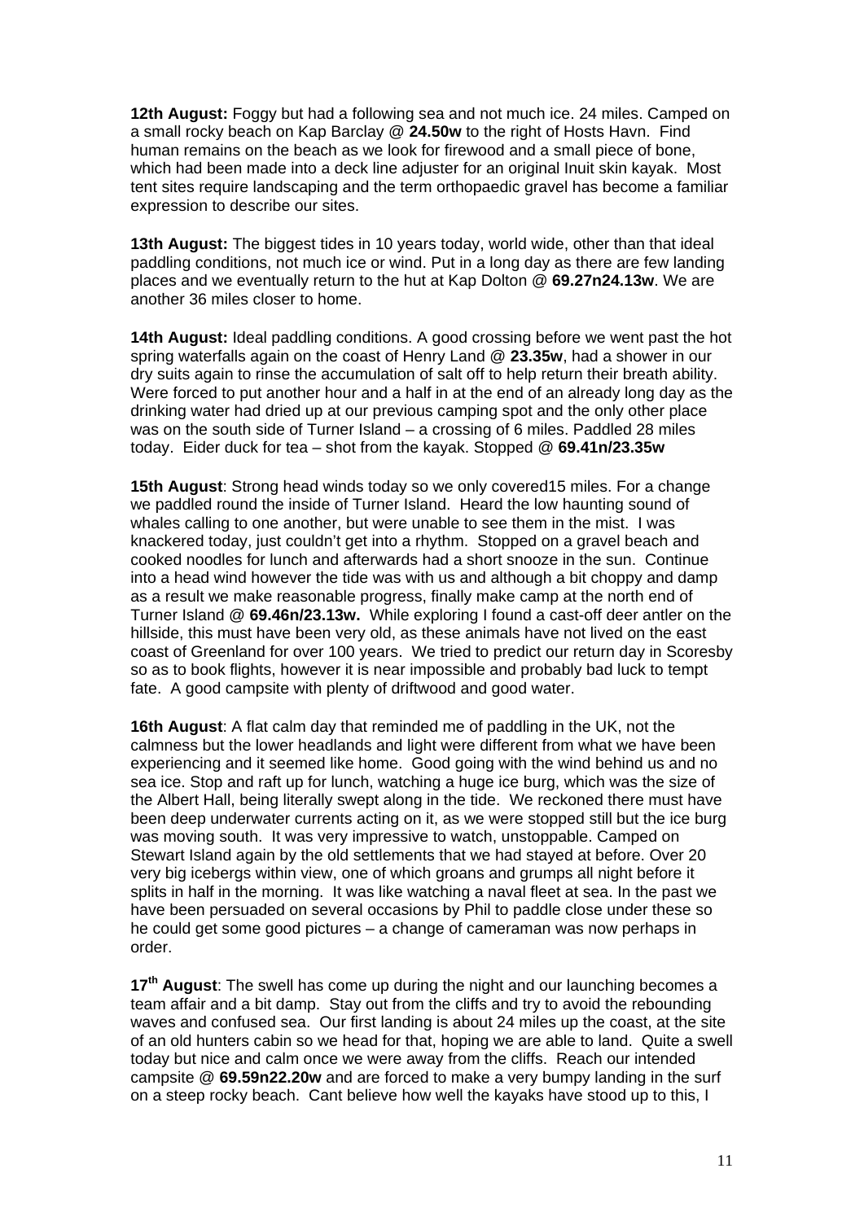**12th August:** Foggy but had a following sea and not much ice. 24 miles. Camped on a small rocky beach on Kap Barclay @ **24.50w** to the right of Hosts Havn. Find human remains on the beach as we look for firewood and a small piece of bone, which had been made into a deck line adjuster for an original Inuit skin kayak. Most tent sites require landscaping and the term orthopaedic gravel has become a familiar expression to describe our sites.

**13th August:** The biggest tides in 10 years today, world wide, other than that ideal paddling conditions, not much ice or wind. Put in a long day as there are few landing places and we eventually return to the hut at Kap Dolton @ **69.27n24.13w**. We are another 36 miles closer to home.

**14th August:** Ideal paddling conditions. A good crossing before we went past the hot spring waterfalls again on the coast of Henry Land @ **23.35w**, had a shower in our dry suits again to rinse the accumulation of salt off to help return their breath ability. Were forced to put another hour and a half in at the end of an already long day as the drinking water had dried up at our previous camping spot and the only other place was on the south side of Turner Island – a crossing of 6 miles. Paddled 28 miles today. Eider duck for tea – shot from the kayak. Stopped @ **69.41n/23.35w**

**15th August**: Strong head winds today so we only covered15 miles. For a change we paddled round the inside of Turner Island. Heard the low haunting sound of whales calling to one another, but were unable to see them in the mist. I was knackered today, just couldn't get into a rhythm. Stopped on a gravel beach and cooked noodles for lunch and afterwards had a short snooze in the sun. Continue into a head wind however the tide was with us and although a bit choppy and damp as a result we make reasonable progress, finally make camp at the north end of Turner Island @ **69.46n/23.13w.** While exploring I found a cast-off deer antler on the hillside, this must have been very old, as these animals have not lived on the east coast of Greenland for over 100 years. We tried to predict our return day in Scoresby so as to book flights, however it is near impossible and probably bad luck to tempt fate. A good campsite with plenty of driftwood and good water.

**16th August**: A flat calm day that reminded me of paddling in the UK, not the calmness but the lower headlands and light were different from what we have been experiencing and it seemed like home. Good going with the wind behind us and no sea ice. Stop and raft up for lunch, watching a huge ice burg, which was the size of the Albert Hall, being literally swept along in the tide. We reckoned there must have been deep underwater currents acting on it, as we were stopped still but the ice burg was moving south. It was very impressive to watch, unstoppable. Camped on Stewart Island again by the old settlements that we had stayed at before. Over 20 very big icebergs within view, one of which groans and grumps all night before it splits in half in the morning. It was like watching a naval fleet at sea. In the past we have been persuaded on several occasions by Phil to paddle close under these so he could get some good pictures – a change of cameraman was now perhaps in order.

**17th August**: The swell has come up during the night and our launching becomes a team affair and a bit damp. Stay out from the cliffs and try to avoid the rebounding waves and confused sea. Our first landing is about 24 miles up the coast, at the site of an old hunters cabin so we head for that, hoping we are able to land. Quite a swell today but nice and calm once we were away from the cliffs. Reach our intended campsite @ **69.59n22.20w** and are forced to make a very bumpy landing in the surf on a steep rocky beach. Cant believe how well the kayaks have stood up to this, I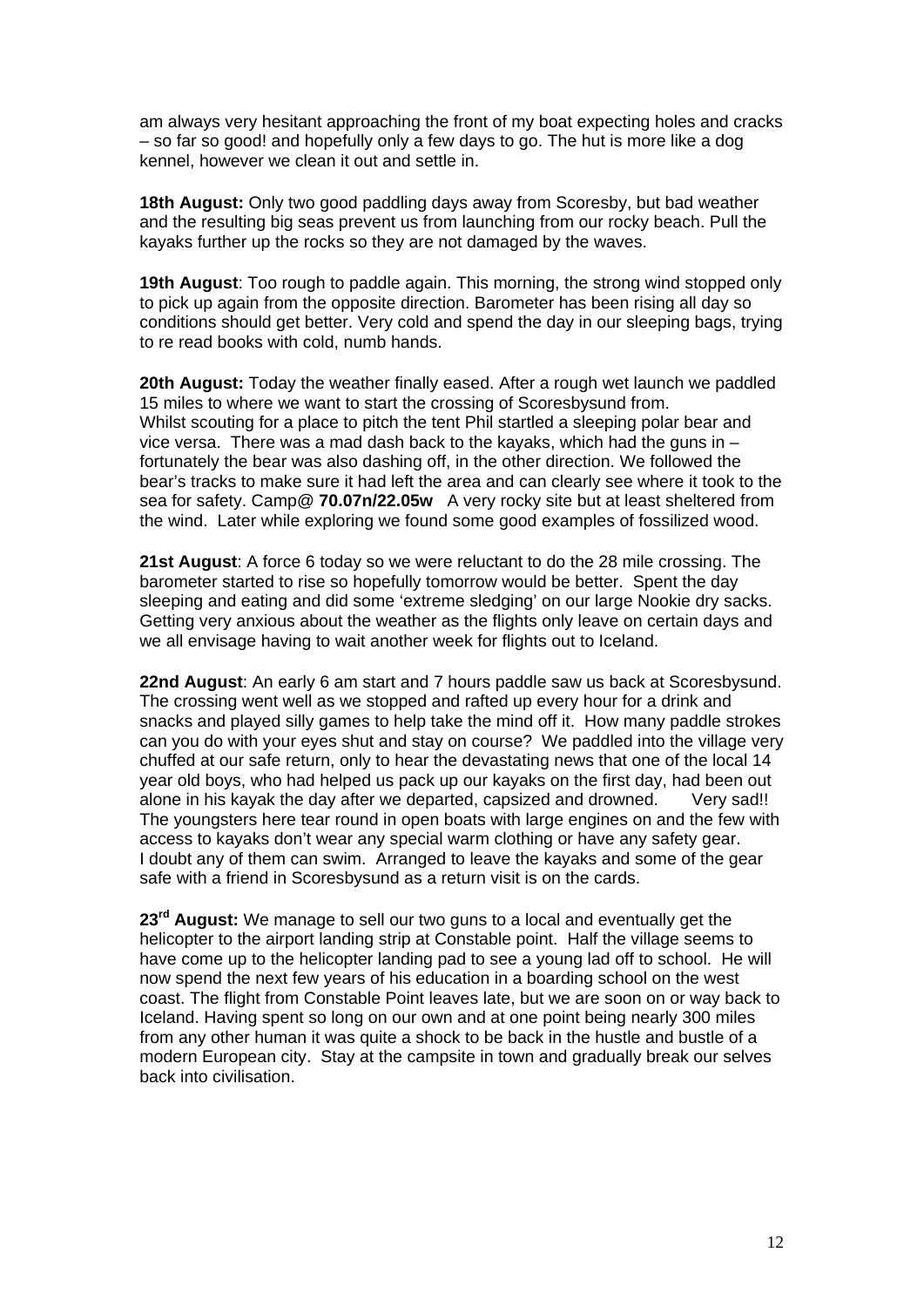am always very hesitant approaching the front of my boat expecting holes and cracks – so far so good! and hopefully only a few days to go. The hut is more like a dog kennel, however we clean it out and settle in.

**18th August:** Only two good paddling days away from Scoresby, but bad weather and the resulting big seas prevent us from launching from our rocky beach. Pull the kayaks further up the rocks so they are not damaged by the waves.

**19th August**: Too rough to paddle again. This morning, the strong wind stopped only to pick up again from the opposite direction. Barometer has been rising all day so conditions should get better. Very cold and spend the day in our sleeping bags, trying to re read books with cold, numb hands.

**20th August:** Today the weather finally eased. After a rough wet launch we paddled 15 miles to where we want to start the crossing of Scoresbysund from.
Whilst scouting for a place to pitch the tent Phil startled a sleeping polar bear and vice versa. There was a mad dash back to the kayaks, which had the guns in – fortunately the bear was also dashing off, in the other direction. We followed the bear's tracks to make sure it had left the area and can clearly see where it took to the sea for safety. Camp@ **70.07n/22.05w** A very rocky site but at least sheltered from the wind. Later while exploring we found some good examples of fossilized wood.

**21st August**: A force 6 today so we were reluctant to do the 28 mile crossing. The barometer started to rise so hopefully tomorrow would be better. Spent the day sleeping and eating and did some 'extreme sledging' on our large Nookie dry sacks. Getting very anxious about the weather as the flights only leave on certain days and we all envisage having to wait another week for flights out to Iceland.

**22nd August**: An early 6 am start and 7 hours paddle saw us back at Scoresbysund. The crossing went well as we stopped and rafted up every hour for a drink and snacks and played silly games to help take the mind off it. How many paddle strokes can you do with your eyes shut and stay on course? We paddled into the village very chuffed at our safe return, only to hear the devastating news that one of the local 14 year old boys, who had helped us pack up our kayaks on the first day, had been out alone in his kayak the day after we departed, capsized and drowned. Very sad!! The youngsters here tear round in open boats with large engines on and the few with access to kayaks don't wear any special warm clothing or have any safety gear. I doubt any of them can swim. Arranged to leave the kayaks and some of the gear safe with a friend in Scoresbysund as a return visit is on the cards.

**23rd August:** We manage to sell our two guns to a local and eventually get the helicopter to the airport landing strip at Constable point. Half the village seems to have come up to the helicopter landing pad to see a young lad off to school. He will now spend the next few years of his education in a boarding school on the west coast. The flight from Constable Point leaves late, but we are soon on or way back to Iceland. Having spent so long on our own and at one point being nearly 300 miles from any other human it was quite a shock to be back in the hustle and bustle of a modern European city. Stay at the campsite in town and gradually break our selves back into civilisation.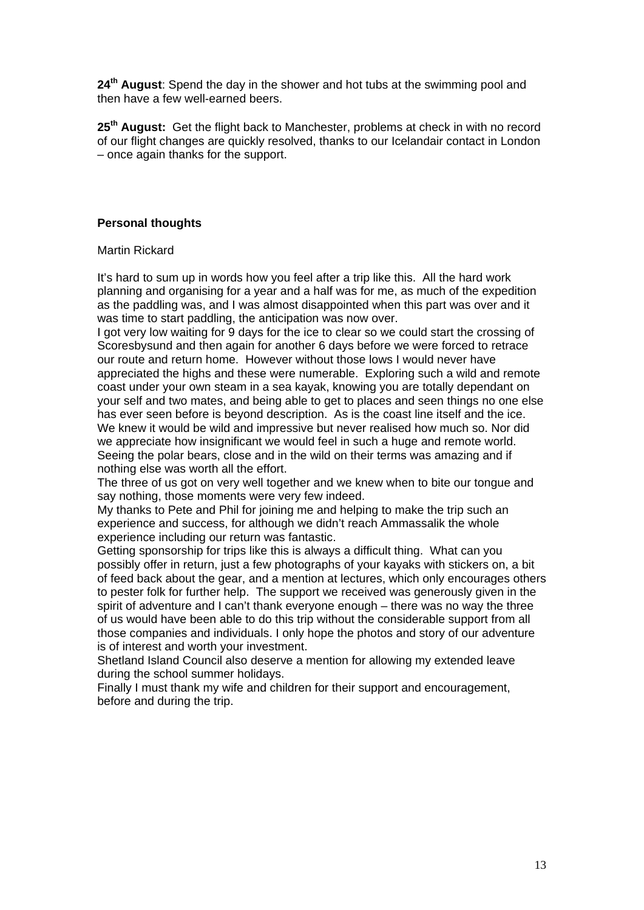**24th August**: Spend the day in the shower and hot tubs at the swimming pool and then have a few well-earned beers.

**25th August:** Get the flight back to Manchester, problems at check in with no record of our flight changes are quickly resolved, thanks to our Icelandair contact in London – once again thanks for the support.

**Personal thoughts**

Martin Rickard

It's hard to sum up in words how you feel after a trip like this. All the hard work planning and organising for a year and a half was for me, as much of the expedition as the paddling was, and I was almost disappointed when this part was over and it was time to start paddling, the anticipation was now over.

I got very low waiting for 9 days for the ice to clear so we could start the crossing of Scoresbysund and then again for another 6 days before we were forced to retrace our route and return home. However without those lows I would never have appreciated the highs and these were numerable. Exploring such a wild and remote coast under your own steam in a sea kayak, knowing you are totally dependant on your self and two mates, and being able to get to places and seen things no one else has ever seen before is beyond description. As is the coast line itself and the ice. We knew it would be wild and impressive but never realised how much so. Nor did we appreciate how insignificant we would feel in such a huge and remote world. Seeing the polar bears, close and in the wild on their terms was amazing and if nothing else was worth all the effort.

The three of us got on very well together and we knew when to bite our tongue and say nothing, those moments were very few indeed.

My thanks to Pete and Phil for joining me and helping to make the trip such an experience and success, for although we didn't reach Ammassalik the whole experience including our return was fantastic.

Getting sponsorship for trips like this is always a difficult thing. What can you possibly offer in return, just a few photographs of your kayaks with stickers on, a bit of feed back about the gear, and a mention at lectures, which only encourages others to pester folk for further help. The support we received was generously given in the spirit of adventure and I can't thank everyone enough – there was no way the three of us would have been able to do this trip without the considerable support from all those companies and individuals. I only hope the photos and story of our adventure is of interest and worth your investment.

Shetland Island Council also deserve a mention for allowing my extended leave during the school summer holidays.

Finally I must thank my wife and children for their support and encouragement, before and during the trip.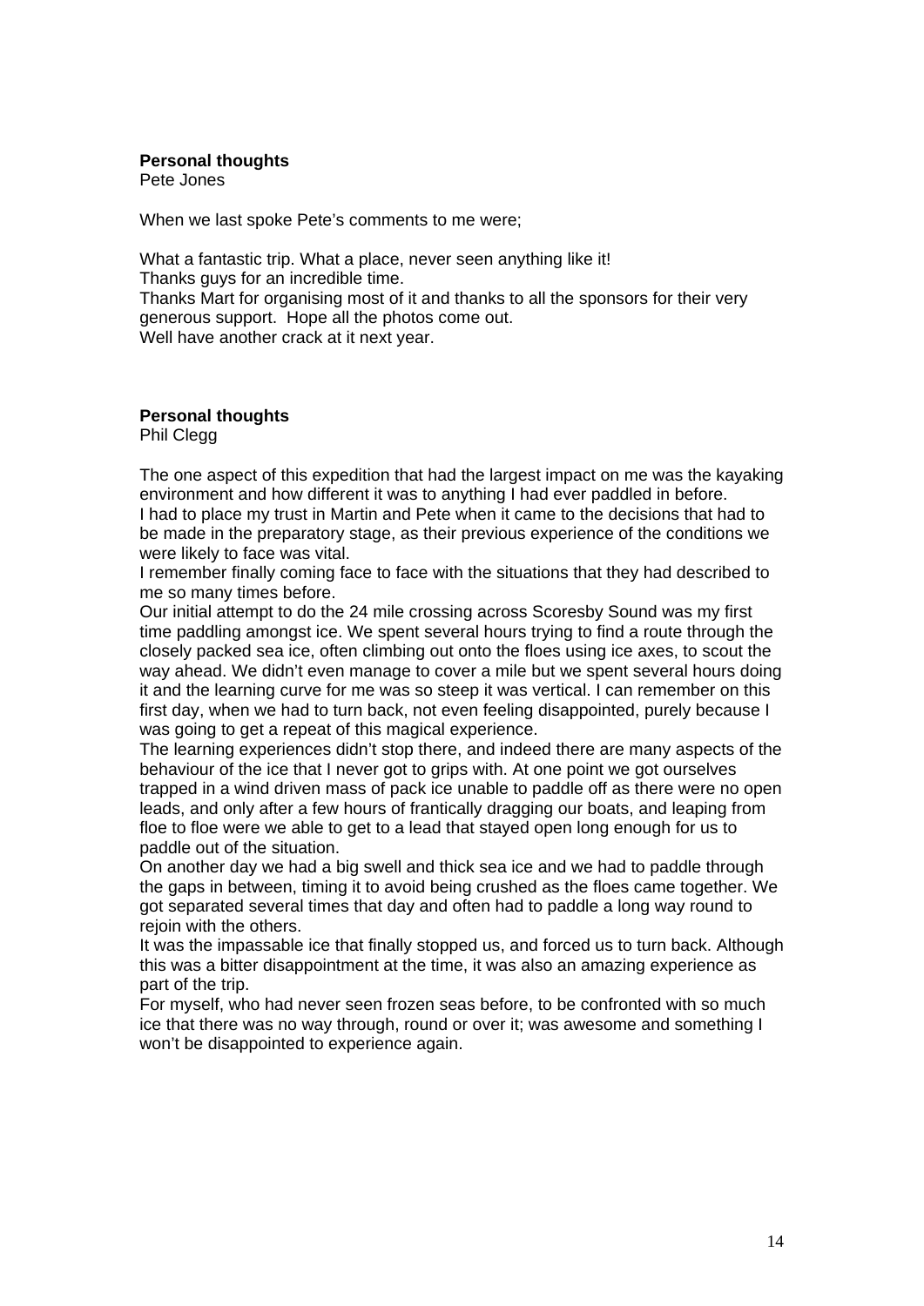**Personal thoughts**
Pete Jones

When we last spoke Pete's comments to me were;

What a fantastic trip. What a place, never seen anything like it!
Thanks guys for an incredible time.
Thanks Mart for organising most of it and thanks to all the sponsors for their very generous support. Hope all the photos come out.
Well have another crack at it next year.

**Personal thoughts**
Phil Clegg

The one aspect of this expedition that had the largest impact on me was the kayaking environment and how different it was to anything I had ever paddled in before.
I had to place my trust in Martin and Pete when it came to the decisions that had to be made in the preparatory stage, as their previous experience of the conditions we were likely to face was vital.
I remember finally coming face to face with the situations that they had described to me so many times before.
Our initial attempt to do the 24 mile crossing across Scoresby Sound was my first time paddling amongst ice. We spent several hours trying to find a route through the closely packed sea ice, often climbing out onto the floes using ice axes, to scout the way ahead. We didn't even manage to cover a mile but we spent several hours doing it and the learning curve for me was so steep it was vertical. I can remember on this first day, when we had to turn back, not even feeling disappointed, purely because I was going to get a repeat of this magical experience.
The learning experiences didn't stop there, and indeed there are many aspects of the behaviour of the ice that I never got to grips with. At one point we got ourselves trapped in a wind driven mass of pack ice unable to paddle off as there were no open leads, and only after a few hours of frantically dragging our boats, and leaping from floe to floe were we able to get to a lead that stayed open long enough for us to paddle out of the situation.
On another day we had a big swell and thick sea ice and we had to paddle through the gaps in between, timing it to avoid being crushed as the floes came together. We got separated several times that day and often had to paddle a long way round to rejoin with the others.
It was the impassable ice that finally stopped us, and forced us to turn back. Although this was a bitter disappointment at the time, it was also an amazing experience as part of the trip.
For myself, who had never seen frozen seas before, to be confronted with so much ice that there was no way through, round or over it; was awesome and something I won't be disappointed to experience again.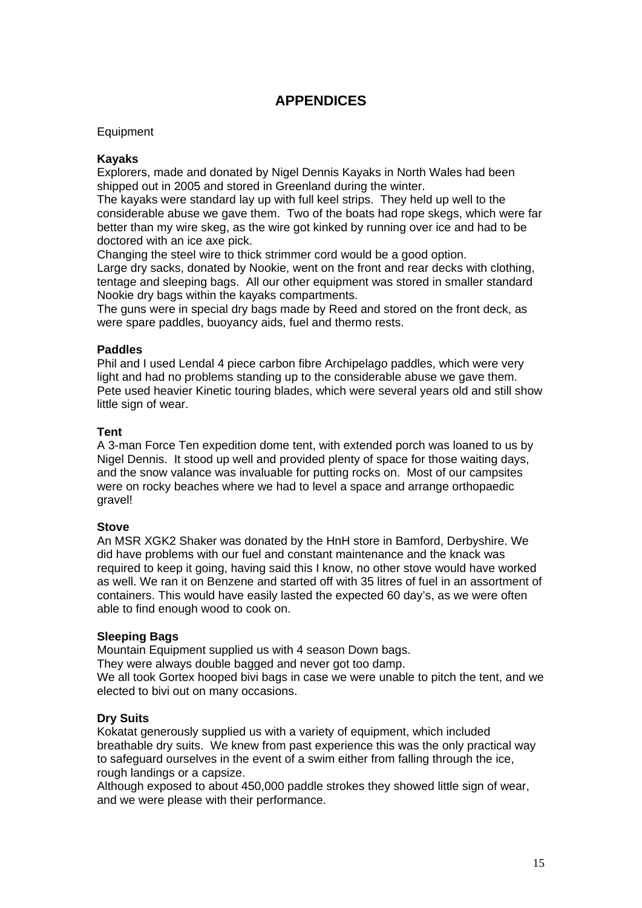# APPENDICES

Equipment

**Kayaks**

Explorers, made and donated by Nigel Dennis Kayaks in North Wales had been shipped out in 2005 and stored in Greenland during the winter.
The kayaks were standard lay up with full keel strips. They held up well to the considerable abuse we gave them. Two of the boats had rope skegs, which were far better than my wire skeg, as the wire got kinked by running over ice and had to be doctored with an ice axe pick.
Changing the steel wire to thick strimmer cord would be a good option.
Large dry sacks, donated by Nookie, went on the front and rear decks with clothing, tentage and sleeping bags. All our other equipment was stored in smaller standard Nookie dry bags within the kayaks compartments.
The guns were in special dry bags made by Reed and stored on the front deck, as were spare paddles, buoyancy aids, fuel and thermo rests.

**Paddles**

Phil and I used Lendal 4 piece carbon fibre Archipelago paddles, which were very light and had no problems standing up to the considerable abuse we gave them. Pete used heavier Kinetic touring blades, which were several years old and still show little sign of wear.

**Tent**

A 3-man Force Ten expedition dome tent, with extended porch was loaned to us by Nigel Dennis. It stood up well and provided plenty of space for those waiting days, and the snow valance was invaluable for putting rocks on. Most of our campsites were on rocky beaches where we had to level a space and arrange orthopaedic gravel!

**Stove**

An MSR XGK2 Shaker was donated by the HnH store in Bamford, Derbyshire. We did have problems with our fuel and constant maintenance and the knack was required to keep it going, having said this I know, no other stove would have worked as well. We ran it on Benzene and started off with 35 litres of fuel in an assortment of containers. This would have easily lasted the expected 60 day's, as we were often able to find enough wood to cook on.

**Sleeping Bags**

Mountain Equipment supplied us with 4 season Down bags.
They were always double bagged and never got too damp.
We all took Gortex hooped bivi bags in case we were unable to pitch the tent, and we elected to bivi out on many occasions.

**Dry Suits**

Kokatat generously supplied us with a variety of equipment, which included breathable dry suits. We knew from past experience this was the only practical way to safeguard ourselves in the event of a swim either from falling through the ice, rough landings or a capsize.
Although exposed to about 450,000 paddle strokes they showed little sign of wear, and we were please with their performance.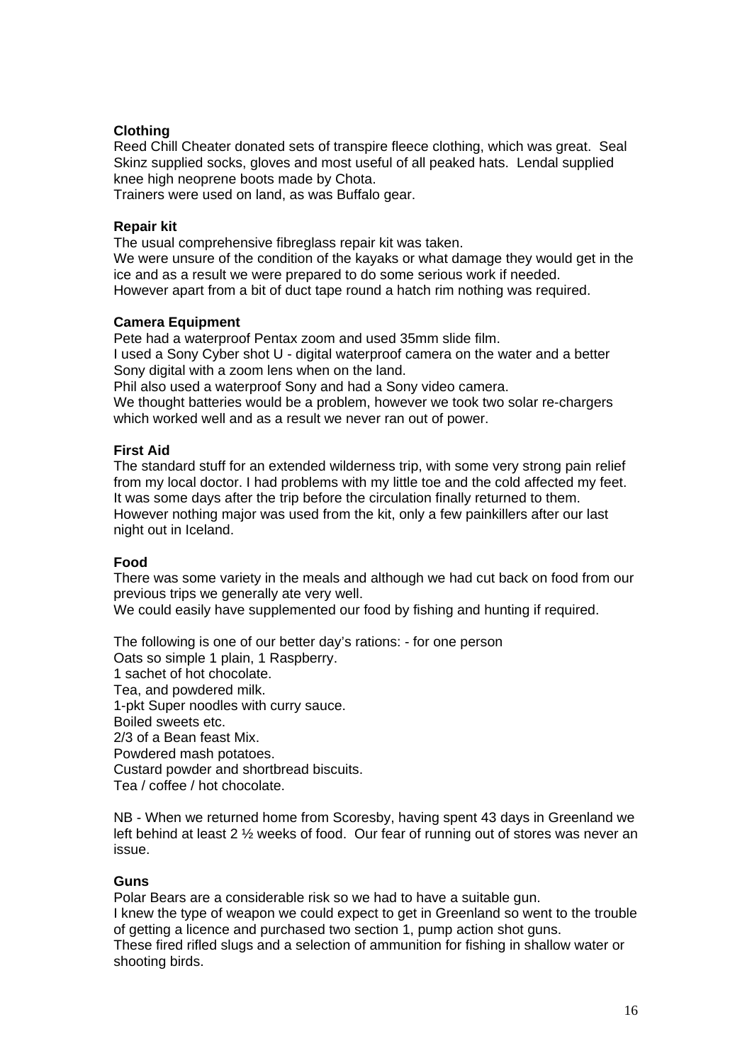**Clothing**

Reed Chill Cheater donated sets of transpire fleece clothing, which was great. Seal Skinz supplied socks, gloves and most useful of all peaked hats. Lendal supplied knee high neoprene boots made by Chota.
Trainers were used on land, as was Buffalo gear.

**Repair kit**

The usual comprehensive fibreglass repair kit was taken.
We were unsure of the condition of the kayaks or what damage they would get in the ice and as a result we were prepared to do some serious work if needed.
However apart from a bit of duct tape round a hatch rim nothing was required.

**Camera Equipment**

Pete had a waterproof Pentax zoom and used 35mm slide film.
I used a Sony Cyber shot U - digital waterproof camera on the water and a better Sony digital with a zoom lens when on the land.
Phil also used a waterproof Sony and had a Sony video camera.
We thought batteries would be a problem, however we took two solar re-chargers which worked well and as a result we never ran out of power.

**First Aid**

The standard stuff for an extended wilderness trip, with some very strong pain relief from my local doctor. I had problems with my little toe and the cold affected my feet. It was some days after the trip before the circulation finally returned to them.
However nothing major was used from the kit, only a few painkillers after our last night out in Iceland.

**Food**

There was some variety in the meals and although we had cut back on food from our previous trips we generally ate very well.
We could easily have supplemented our food by fishing and hunting if required.

The following is one of our better day's rations: - for one person
Oats so simple 1 plain, 1 Raspberry.
1 sachet of hot chocolate.
Tea, and powdered milk.
1-pkt Super noodles with curry sauce.
Boiled sweets etc.
2/3 of a Bean feast Mix.
Powdered mash potatoes.
Custard powder and shortbread biscuits.
Tea / coffee / hot chocolate.

NB - When we returned home from Scoresby, having spent 43 days in Greenland we left behind at least 2 ½ weeks of food. Our fear of running out of stores was never an issue.

**Guns**

Polar Bears are a considerable risk so we had to have a suitable gun.
I knew the type of weapon we could expect to get in Greenland so went to the trouble of getting a licence and purchased two section 1, pump action shot guns.
These fired rifled slugs and a selection of ammunition for fishing in shallow water or shooting birds.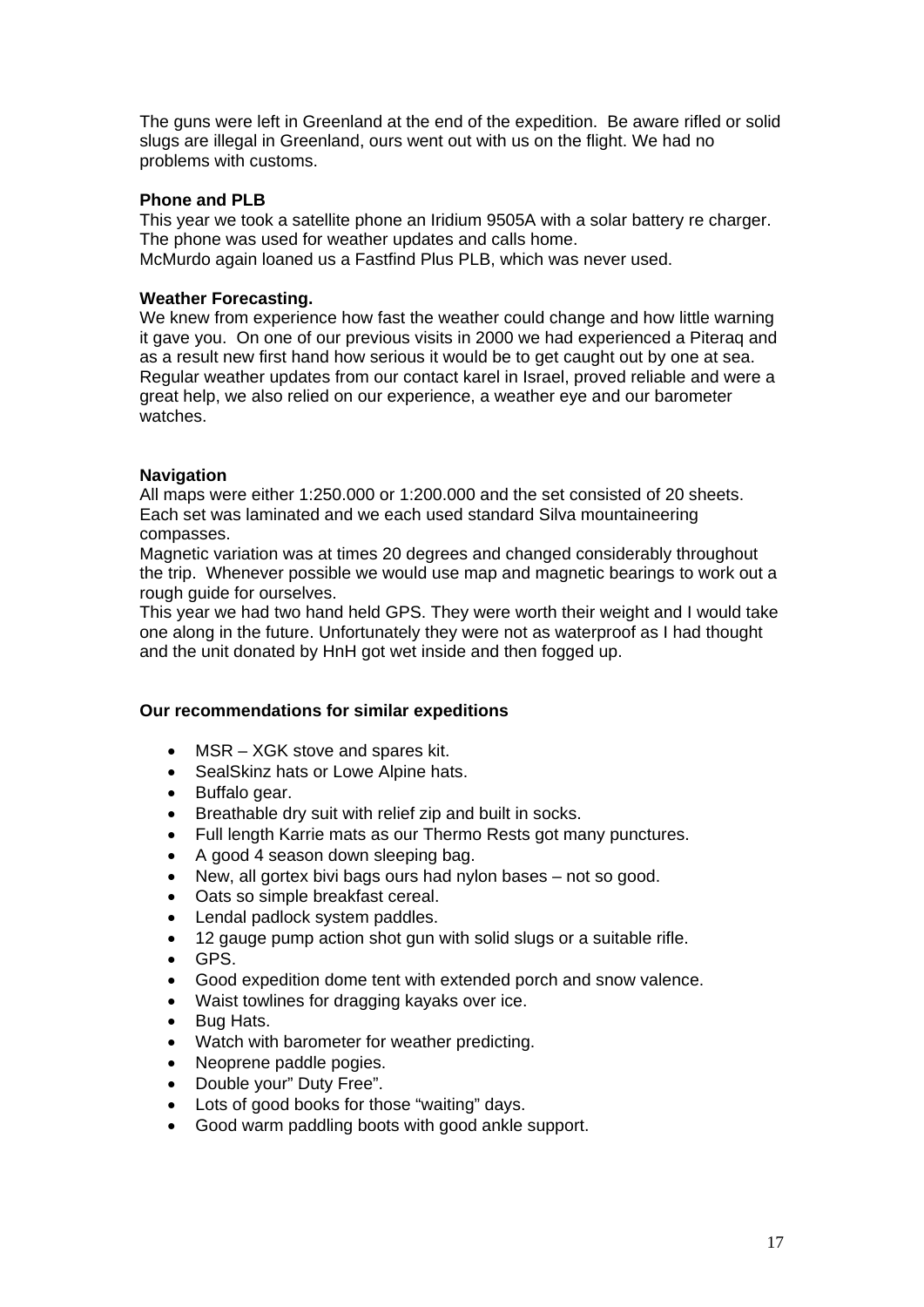The guns were left in Greenland at the end of the expedition. Be aware rifled or solid slugs are illegal in Greenland, ours went out with us on the flight. We had no problems with customs.

**Phone and PLB**

This year we took a satellite phone an Iridium 9505A with a solar battery re charger. The phone was used for weather updates and calls home.
McMurdo again loaned us a Fastfind Plus PLB, which was never used.

**Weather Forecasting.**

We knew from experience how fast the weather could change and how little warning it gave you. On one of our previous visits in 2000 we had experienced a Piteraq and as a result new first hand how serious it would be to get caught out by one at sea. Regular weather updates from our contact karel in Israel, proved reliable and were a great help, we also relied on our experience, a weather eye and our barometer watches.

**Navigation**

All maps were either 1:250.000 or 1:200.000 and the set consisted of 20 sheets. Each set was laminated and we each used standard Silva mountaineering compasses.
Magnetic variation was at times 20 degrees and changed considerably throughout the trip. Whenever possible we would use map and magnetic bearings to work out a rough guide for ourselves.
This year we had two hand held GPS. They were worth their weight and I would take one along in the future. Unfortunately they were not as waterproof as I had thought and the unit donated by HnH got wet inside and then fogged up.

**Our recommendations for similar expeditions**

- MSR – XGK stove and spares kit.
- SealSkinz hats or Lowe Alpine hats.
- Buffalo gear.
- Breathable dry suit with relief zip and built in socks.
- Full length Karrie mats as our Thermo Rests got many punctures.
- A good 4 season down sleeping bag.
- New, all gortex bivi bags ours had nylon bases – not so good.
- Oats so simple breakfast cereal.
- Lendal padlock system paddles.
- 12 gauge pump action shot gun with solid slugs or a suitable rifle.
- GPS.
- Good expedition dome tent with extended porch and snow valence.
- Waist towlines for dragging kayaks over ice.
- Bug Hats.
- Watch with barometer for weather predicting.
- Neoprene paddle pogies.
- Double your" Duty Free".
- Lots of good books for those "waiting" days.
- Good warm paddling boots with good ankle support.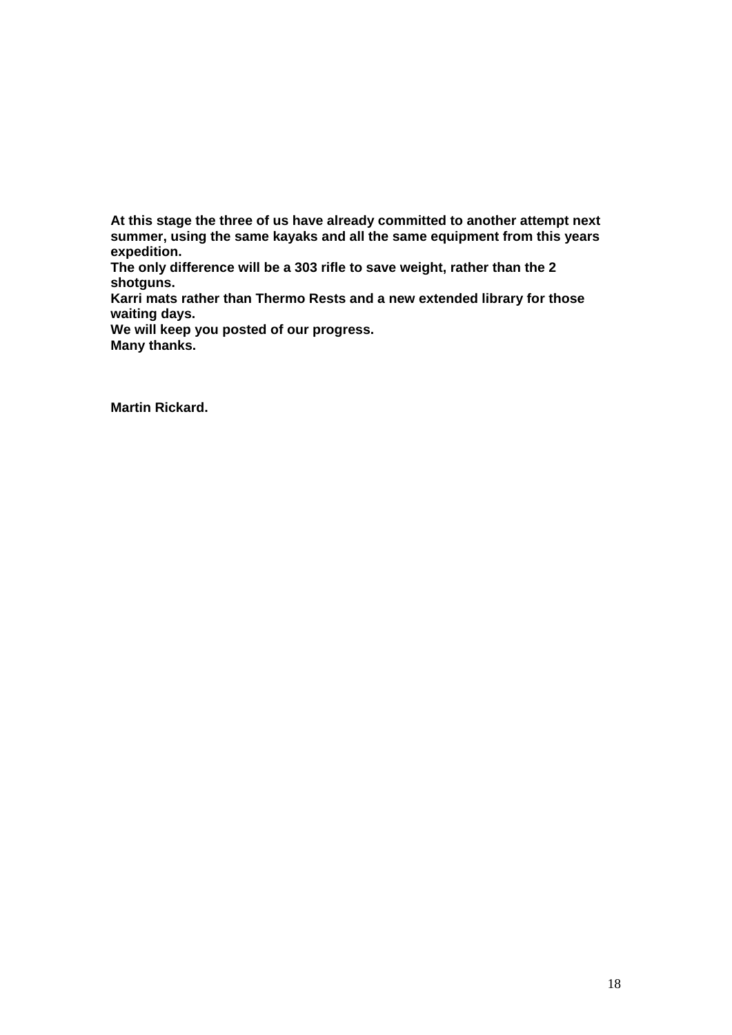**At this stage the three of us have already committed to another attempt next summer, using the same kayaks and all the same equipment from this years expedition.**
**The only difference will be a 303 rifle to save weight, rather than the 2 shotguns.**
**Karri mats rather than Thermo Rests and a new extended library for those waiting days.**
**We will keep you posted of our progress.**
**Many thanks.**

**Martin Rickard.**